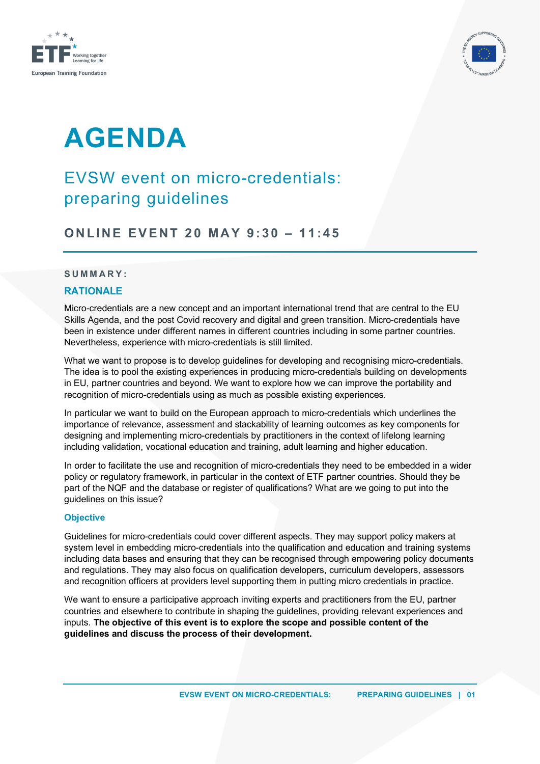# AGENDA

## EVSW event on micro-credentials: preparing guidelines

### ONLINE EVENT 20 MAY 9:30 – 11:45

**SUMMARY:**

### RATIONALE

Micro-credentials are a new concept and an important international trend that are central to the EU Skills Agenda, and the post Covid recovery and digital and green transition. Micro-credentials have been in existence under different names in different countries including in some partner countries. Nevertheless, experience with micro-credentials is still limited.

What we want to propose is to develop guidelines for developing and recognising micro-credentials. The idea is to pool the existing experiences in producing micro-credentials building on developments in EU, partner countries and beyond. We want to explore how we can improve the portability and recognition of micro-credentials using as much as possible existing experiences.

In particular we want to build on the European approach to micro-credentials which underlines the importance of relevance, assessment and stackability of learning outcomes as key components for designing and implementing micro-credentials by practitioners in the context of lifelong learning including validation, vocational education and training, adult learning and higher education.

In order to facilitate the use and recognition of micro-credentials they need to be embedded in a wider policy or regulatory framework, in particular in the context of ETF partner countries. Should they be part of the NQF and the database or register of qualifications? What are we going to put into the guidelines on this issue?

### Objective

Guidelines for micro-credentials could cover different aspects. They may support policy makers at system level in embedding micro-credentials into the qualification and education and training systems including data bases and ensuring that they can be recognised through empowering policy documents and regulations. They may also focus on qualification developers, curriculum developers, assessors and recognition officers at providers level supporting them in putting micro credentials in practice.

We want to ensure a participative approach inviting experts and practitioners from the EU, partner countries and elsewhere to contribute in shaping the guidelines, providing relevant experiences and inputs. **The objective of this event is to explore the scope and possible content of the guidelines and discuss the process of their development.**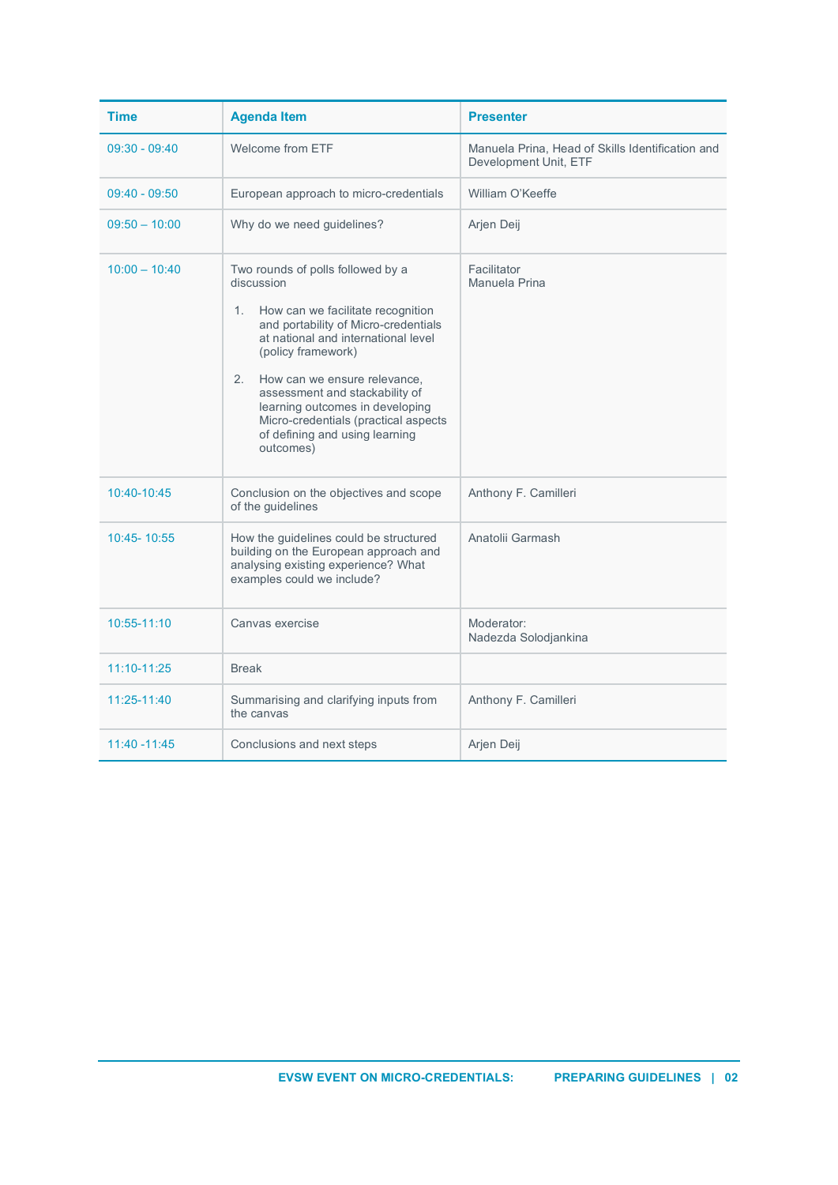| Time | Agenda Item | Presenter |
|---|---|---|
| 09:30 - 09:40 | Welcome from ETF | Manuela Prina, Head of Skills Identification and Development Unit, ETF |
| 09:40 - 09:50 | European approach to micro-credentials | William O'Keeffe |
| 09:50 – 10:00 | Why do we need guidelines? | Arjen Deij |
| 10:00 – 10:40 | Two rounds of polls followed by a discussion<br><br>1. How can we facilitate recognition and portability of Micro-credentials at national and international level (policy framework)<br><br>2. How can we ensure relevance, assessment and stackability of learning outcomes in developing Micro-credentials (practical aspects of defining and using learning outcomes) | Facilitator<br>Manuela Prina |
| 10:40-10:45 | Conclusion on the objectives and scope of the guidelines | Anthony F. Camilleri |
| 10:45- 10:55 | How the guidelines could be structured building on the European approach and analysing existing experience? What examples could we include? | Anatolii Garmash |
| 10:55-11:10 | Canvas exercise | Moderator:<br>Nadezda Solodjankina |
| 11:10-11:25 | Break | |
| 11:25-11:40 | Summarising and clarifying inputs from the canvas | Anthony F. Camilleri |
| 11:40 -11:45 | Conclusions and next steps | Arjen Deij |